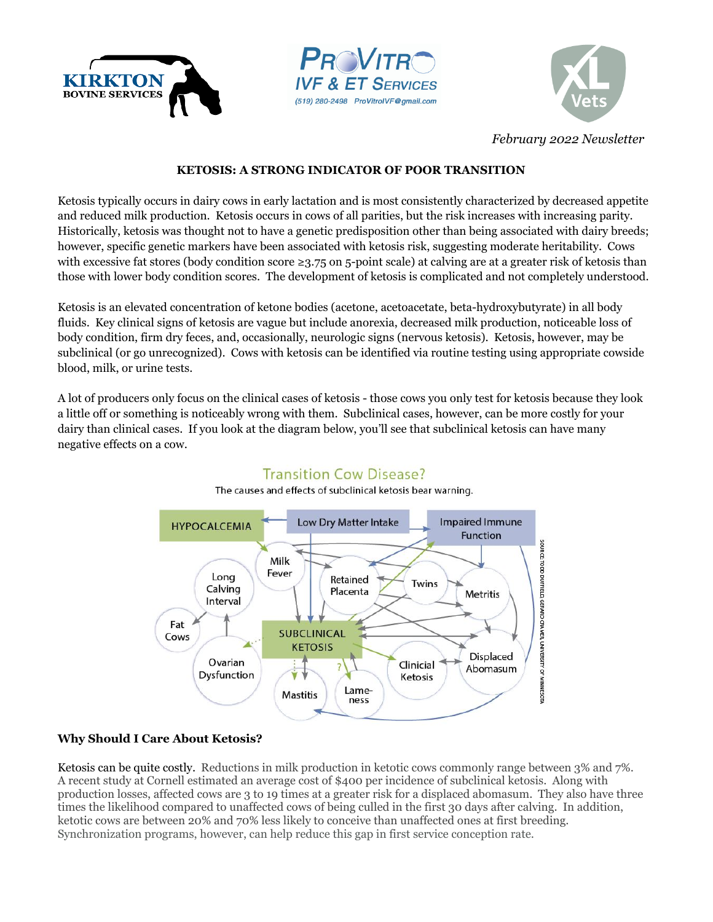*February 2022 Newsletter*

## KETOSIS: A STRONG INDICATOR OF POOR TRANSITION

Ketosis typically occurs in dairy cows in early lactation and is most consistently characterized by decreased appetite and reduced milk production. Ketosis occurs in cows of all parities, but the risk increases with increasing parity. Historically, ketosis was thought not to have a genetic predisposition other than being associated with dairy breeds; however, specific genetic markers have been associated with ketosis risk, suggesting moderate heritability. Cows with excessive fat stores (body condition score ≥3.75 on 5-point scale) at calving are at a greater risk of ketosis than those with lower body condition scores. The development of ketosis is complicated and not completely understood.

Ketosis is an elevated concentration of ketone bodies (acetone, acetoacetate, beta-hydroxybutyrate) in all body fluids. Key clinical signs of ketosis are vague but include anorexia, decreased milk production, noticeable loss of body condition, firm dry feces, and, occasionally, neurologic signs (nervous ketosis). Ketosis, however, may be subclinical (or go unrecognized). Cows with ketosis can be identified via routine testing using appropriate cowside blood, milk, or urine tests.

A lot of producers only focus on the clinical cases of ketosis - those cows you only test for ketosis because they look a little off or something is noticeably wrong with them. Subclinical cases, however, can be more costly for your dairy than clinical cases. If you look at the diagram below, you'll see that subclinical ketosis can have many negative effects on a cow.

Transition Cow Disease?

The causes and effects of subclinical ketosis bear warning.

SOURCE: TODD DUFFIELD, GERARD CRAMER, UNIVERSITY OF MINNESOTA

### Why Should I Care About Ketosis?

Ketosis can be quite costly. Reductions in milk production in ketotic cows commonly range between 3% and 7%. A recent study at Cornell estimated an average cost of $400 per incidence of subclinical ketosis. Along with production losses, affected cows are 3 to 19 times at a greater risk for a displaced abomasum. They also have three times the likelihood compared to unaffected cows of being culled in the first 30 days after calving. In addition, ketotic cows are between 20% and 70% less likely to conceive than unaffected ones at first breeding. Synchronization programs, however, can help reduce this gap in first service conception rate.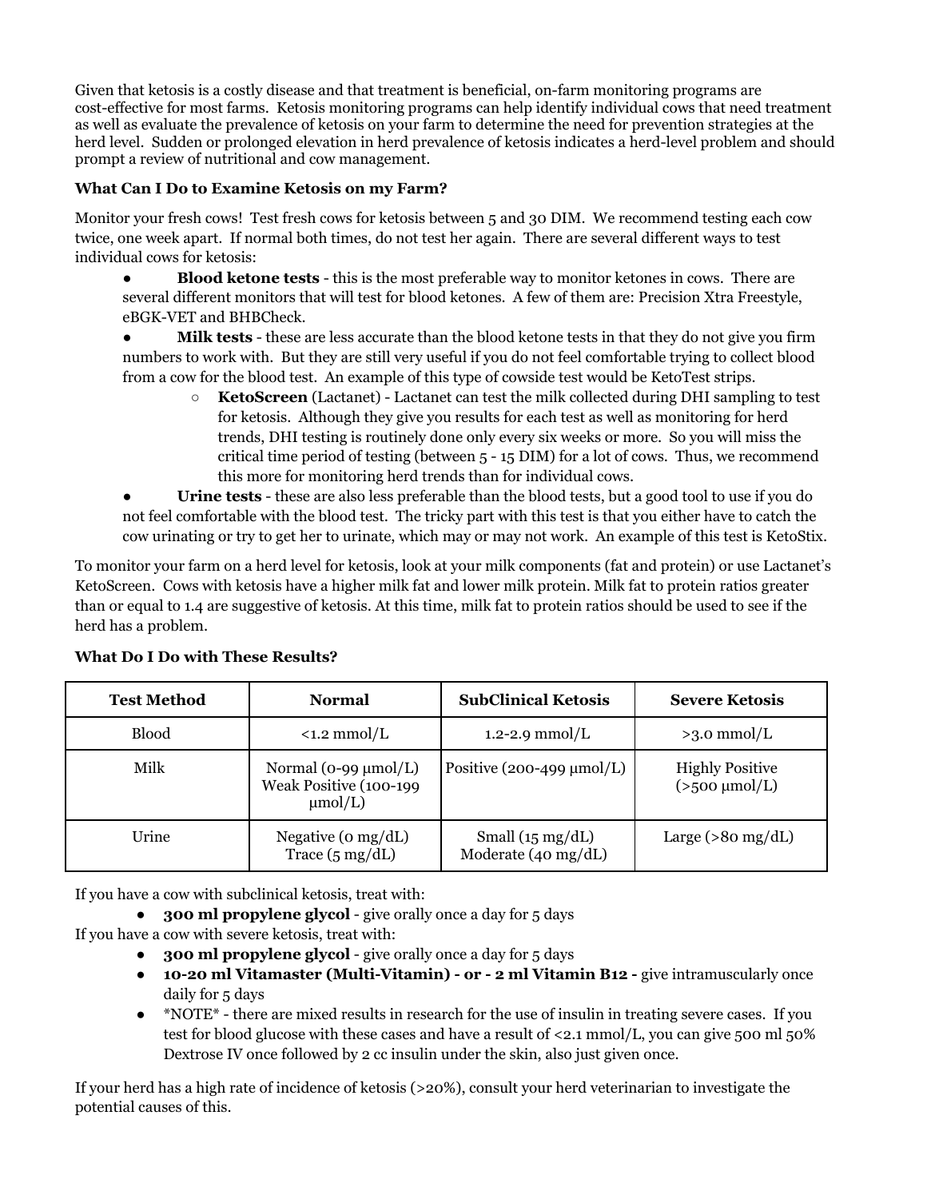Given that ketosis is a costly disease and that treatment is beneficial, on-farm monitoring programs are cost-effective for most farms. Ketosis monitoring programs can help identify individual cows that need treatment as well as evaluate the prevalence of ketosis on your farm to determine the need for prevention strategies at the herd level. Sudden or prolonged elevation in herd prevalence of ketosis indicates a herd-level problem and should prompt a review of nutritional and cow management.

**What Can I Do to Examine Ketosis on my Farm?**

Monitor your fresh cows! Test fresh cows for ketosis between 5 and 30 DIM. We recommend testing each cow twice, one week apart. If normal both times, do not test her again. There are several different ways to test individual cows for ketosis:

- **Blood ketone tests** - this is the most preferable way to monitor ketones in cows. There are several different monitors that will test for blood ketones. A few of them are: Precision Xtra Freestyle, eBGK-VET and BHBCheck.
- **Milk tests** - these are less accurate than the blood ketone tests in that they do not give you firm numbers to work with. But they are still very useful if you do not feel comfortable trying to collect blood from a cow for the blood test. An example of this type of cowside test would be KetoTest strips.
    - **KetoScreen** (Lactanet) - Lactanet can test the milk collected during DHI sampling to test for ketosis. Although they give you results for each test as well as monitoring for herd trends, DHI testing is routinely done only every six weeks or more. So you will miss the critical time period of testing (between 5 - 15 DIM) for a lot of cows. Thus, we recommend this more for monitoring herd trends than for individual cows.
- **Urine tests** - these are also less preferable than the blood tests, but a good tool to use if you do not feel comfortable with the blood test. The tricky part with this test is that you either have to catch the cow urinating or try to get her to urinate, which may or may not work. An example of this test is KetoStix.

To monitor your farm on a herd level for ketosis, look at your milk components (fat and protein) or use Lactanet's KetoScreen. Cows with ketosis have a higher milk fat and lower milk protein. Milk fat to protein ratios greater than or equal to 1.4 are suggestive of ketosis. At this time, milk fat to protein ratios should be used to see if the herd has a problem.

**What Do I Do with These Results?**

| Test Method | Normal | SubClinical Ketosis | Severe Ketosis |
| --- | --- | --- | --- |
| Blood | <1.2 mmol/L | 1.2-2.9 mmol/L | >3.0 mmol/L |
| Milk | Normal (0-99 μmol/L) Weak Positive (100-199 μmol/L) | Positive (200-499 μmol/L) | Highly Positive (>500 μmol/L) |
| Urine | Negative (0 mg/dL) Trace (5 mg/dL) | Small (15 mg/dL) Moderate (40 mg/dL) | Large (>80 mg/dL) |

If you have a cow with subclinical ketosis, treat with:

- **300 ml propylene glycol** - give orally once a day for 5 days

If you have a cow with severe ketosis, treat with:

- **300 ml propylene glycol** - give orally once a day for 5 days
- **10-20 ml Vitamaster (Multi-Vitamin) - or - 2 ml Vitamin B12 -** give intramuscularly once daily for 5 days
- *NOTE* - there are mixed results in research for the use of insulin in treating severe cases. If you test for blood glucose with these cases and have a result of <2.1 mmol/L, you can give 500 ml 50% Dextrose IV once followed by 2 cc insulin under the skin, also just given once.

If your herd has a high rate of incidence of ketosis (>20%), consult your herd veterinarian to investigate the potential causes of this.